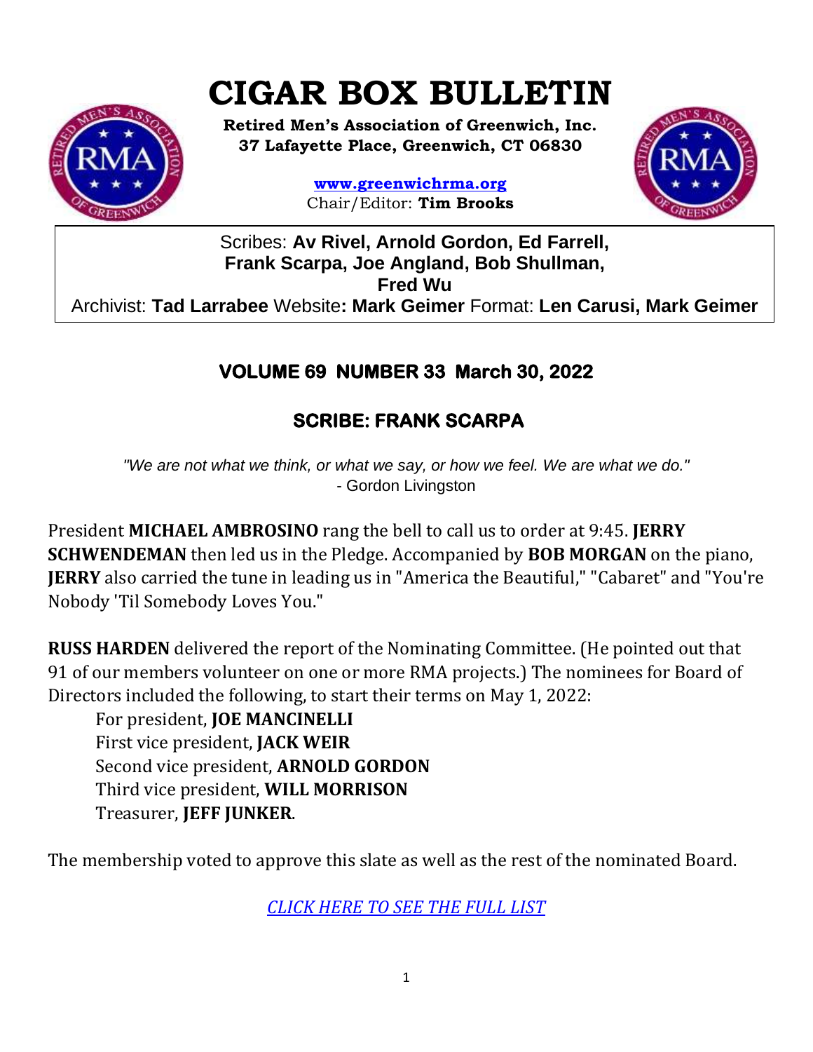# CIGAR BOX BULLETIN

**Retired Men's Association of Greenwich, Inc.**
**37 Lafayette Place, Greenwich, CT 06830**

**www.greenwichrma.org**
Chair/Editor: **Tim Brooks**

Scribes: **Av Rivel, Arnold Gordon, Ed Farrell, Frank Scarpa, Joe Angland, Bob Shullman, Fred Wu**
Archivist: **Tad Larrabee** Website**: Mark Geimer** Format: **Len Carusi, Mark Geimer**

## VOLUME 69 NUMBER 33 March 30, 2022

## SCRIBE: FRANK SCARPA

*"We are not what we think, or what we say, or how we feel. We are what we do."*
- Gordon Livingston

President **MICHAEL AMBROSINO** rang the bell to call us to order at 9:45. **JERRY SCHWENDEMAN** then led us in the Pledge. Accompanied by **BOB MORGAN** on the piano, **JERRY** also carried the tune in leading us in "America the Beautiful," "Cabaret" and "You're Nobody 'Til Somebody Loves You."

**RUSS HARDEN** delivered the report of the Nominating Committee. (He pointed out that 91 of our members volunteer on one or more RMA projects.) The nominees for Board of Directors included the following, to start their terms on May 1, 2022:

For president, **JOE MANCINELLI**
First vice president, **JACK WEIR**
Second vice president, **ARNOLD GORDON**
Third vice president, **WILL MORRISON**
Treasurer, **JEFF JUNKER**.

The membership voted to approve this slate as well as the rest of the nominated Board.

*CLICK HERE TO SEE THE FULL LIST*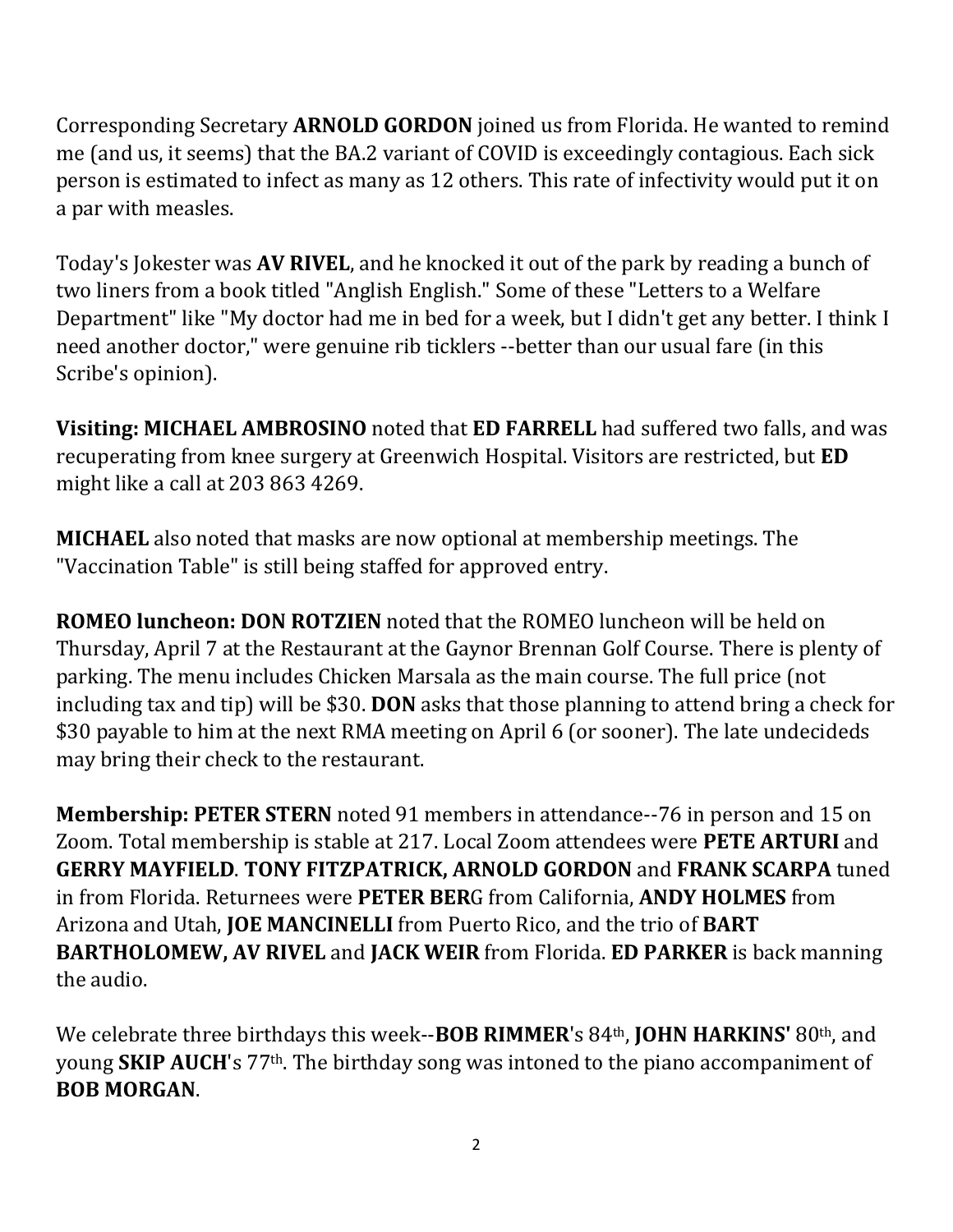Corresponding Secretary **ARNOLD GORDON** joined us from Florida. He wanted to remind me (and us, it seems) that the BA.2 variant of COVID is exceedingly contagious. Each sick person is estimated to infect as many as 12 others. This rate of infectivity would put it on a par with measles.

Today's Jokester was **AV RIVEL**, and he knocked it out of the park by reading a bunch of two liners from a book titled "Anglish English." Some of these "Letters to a Welfare Department" like "My doctor had me in bed for a week, but I didn't get any better. I think I need another doctor," were genuine rib ticklers --better than our usual fare (in this Scribe's opinion).

**Visiting: MICHAEL AMBROSINO** noted that **ED FARRELL** had suffered two falls, and was recuperating from knee surgery at Greenwich Hospital. Visitors are restricted, but **ED** might like a call at 203 863 4269.

**MICHAEL** also noted that masks are now optional at membership meetings. The "Vaccination Table" is still being staffed for approved entry.

**ROMEO luncheon: DON ROTZIEN** noted that the ROMEO luncheon will be held on Thursday, April 7 at the Restaurant at the Gaynor Brennan Golf Course. There is plenty of parking. The menu includes Chicken Marsala as the main course. The full price (not including tax and tip) will be $30. **DON** asks that those planning to attend bring a check for $30 payable to him at the next RMA meeting on April 6 (or sooner). The late undecideds may bring their check to the restaurant.

**Membership: PETER STERN** noted 91 members in attendance--76 in person and 15 on Zoom. Total membership is stable at 217. Local Zoom attendees were **PETE ARTURI** and **GERRY MAYFIELD**. **TONY FITZPATRICK, ARNOLD GORDON** and **FRANK SCARPA** tuned in from Florida. Returnees were **PETER BERG** from California, **ANDY HOLMES** from Arizona and Utah, **JOE MANCINELLI** from Puerto Rico, and the trio of **BART BARTHOLOMEW, AV RIVEL** and **JACK WEIR** from Florida. **ED PARKER** is back manning the audio.

We celebrate three birthdays this week--**BOB RIMMER**'s 84th, **JOHN HARKINS'** 80th, and young **SKIP AUCH**'s 77th. The birthday song was intoned to the piano accompaniment of **BOB MORGAN**.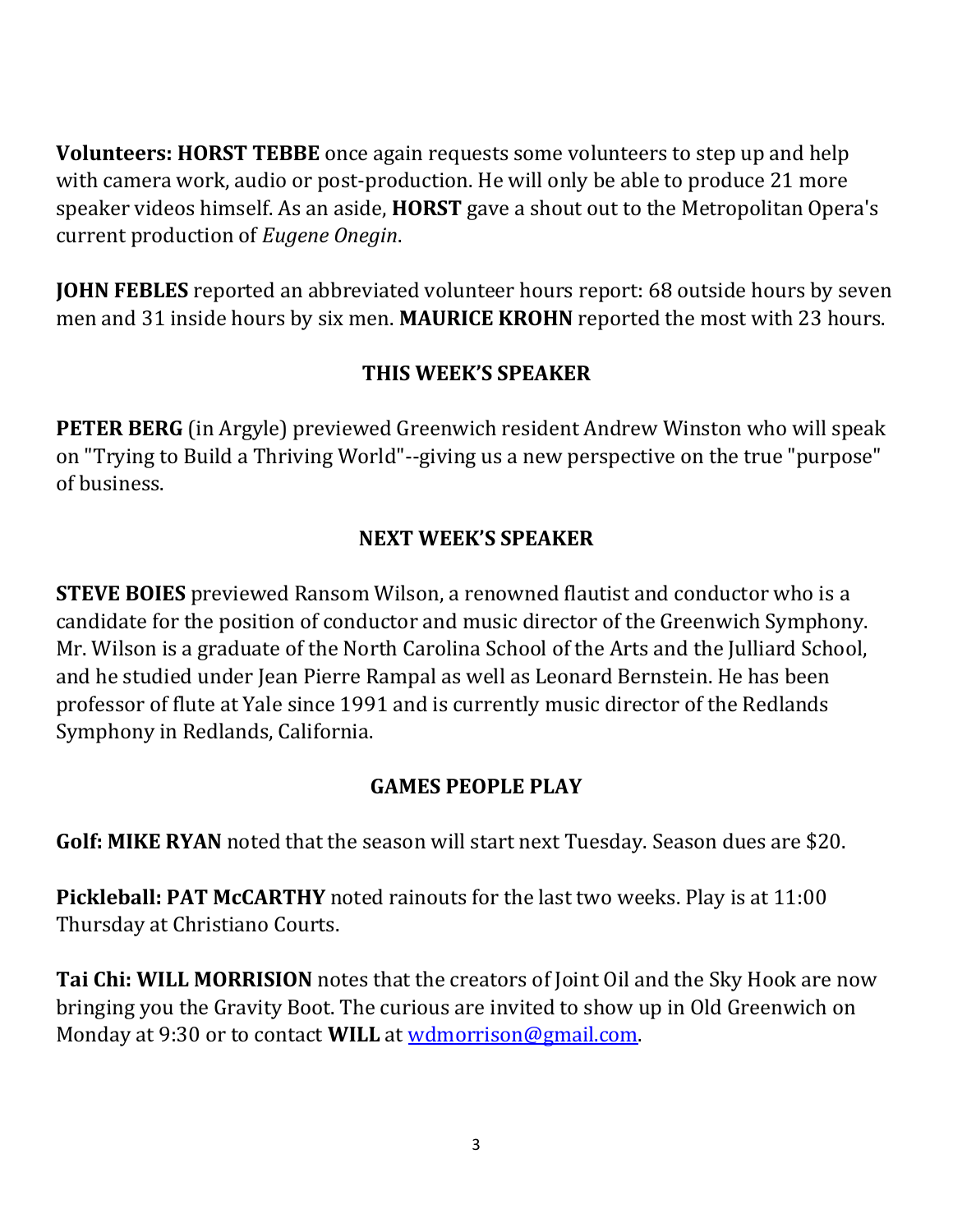**Volunteers: HORST TEBBE** once again requests some volunteers to step up and help with camera work, audio or post-production. He will only be able to produce 21 more speaker videos himself. As an aside, **HORST** gave a shout out to the Metropolitan Opera's current production of *Eugene Onegin*.

**JOHN FEBLES** reported an abbreviated volunteer hours report: 68 outside hours by seven men and 31 inside hours by six men. **MAURICE KROHN** reported the most with 23 hours.

## THIS WEEK'S SPEAKER

**PETER BERG** (in Argyle) previewed Greenwich resident Andrew Winston who will speak on "Trying to Build a Thriving World"--giving us a new perspective on the true "purpose" of business.

## NEXT WEEK'S SPEAKER

**STEVE BOIES** previewed Ransom Wilson, a renowned flautist and conductor who is a candidate for the position of conductor and music director of the Greenwich Symphony. Mr. Wilson is a graduate of the North Carolina School of the Arts and the Julliard School, and he studied under Jean Pierre Rampal as well as Leonard Bernstein. He has been professor of flute at Yale since 1991 and is currently music director of the Redlands Symphony in Redlands, California.

## GAMES PEOPLE PLAY

**Golf: MIKE RYAN** noted that the season will start next Tuesday. Season dues are $20.

**Pickleball: PAT McCARTHY** noted rainouts for the last two weeks. Play is at 11:00 Thursday at Christiano Courts.

**Tai Chi: WILL MORRISION** notes that the creators of Joint Oil and the Sky Hook are now bringing you the Gravity Boot. The curious are invited to show up in Old Greenwich on Monday at 9:30 or to contact **WILL** at wdmorrison@gmail.com.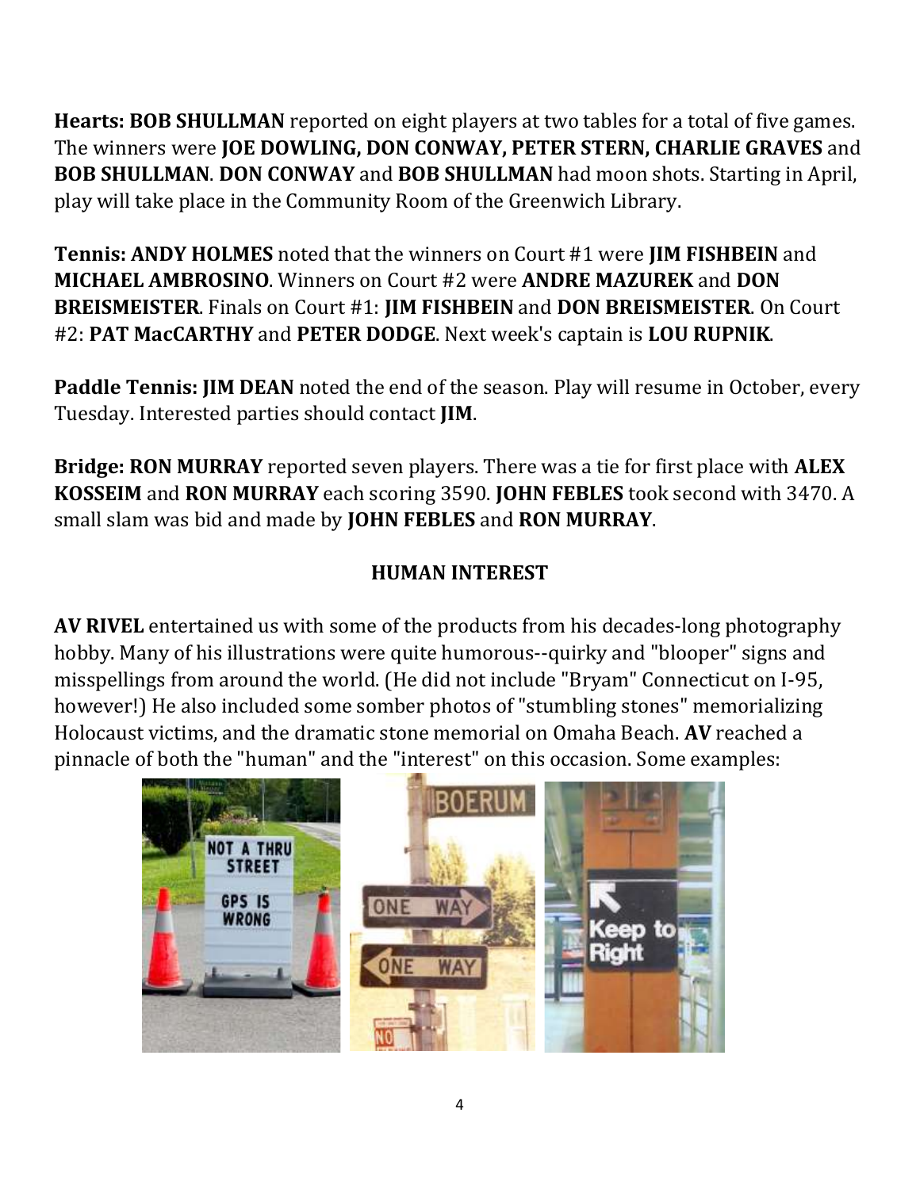**Hearts: BOB SHULLMAN** reported on eight players at two tables for a total of five games. The winners were **JOE DOWLING, DON CONWAY, PETER STERN, CHARLIE GRAVES** and **BOB SHULLMAN**. **DON CONWAY** and **BOB SHULLMAN** had moon shots. Starting in April, play will take place in the Community Room of the Greenwich Library.

**Tennis: ANDY HOLMES** noted that the winners on Court #1 were **JIM FISHBEIN** and **MICHAEL AMBROSINO**. Winners on Court #2 were **ANDRE MAZUREK** and **DON BREISMEISTER**. Finals on Court #1: **JIM FISHBEIN** and **DON BREISMEISTER**. On Court #2: **PAT MacCARTHY** and **PETER DODGE**. Next week's captain is **LOU RUPNIK**.

**Paddle Tennis: JIM DEAN** noted the end of the season. Play will resume in October, every Tuesday. Interested parties should contact **JIM**.

**Bridge: RON MURRAY** reported seven players. There was a tie for first place with **ALEX KOSSEIM** and **RON MURRAY** each scoring 3590. **JOHN FEBLES** took second with 3470. A small slam was bid and made by **JOHN FEBLES** and **RON MURRAY**.

## HUMAN INTEREST

**AV RIVEL** entertained us with some of the products from his decades-long photography hobby. Many of his illustrations were quite humorous--quirky and "blooper" signs and misspellings from around the world. (He did not include "Bryam" Connecticut on I-95, however!) He also included some somber photos of "stumbling stones" memorializing Holocaust victims, and the dramatic stone memorial on Omaha Beach. **AV** reached a pinnacle of both the "human" and the "interest" on this occasion. Some examples: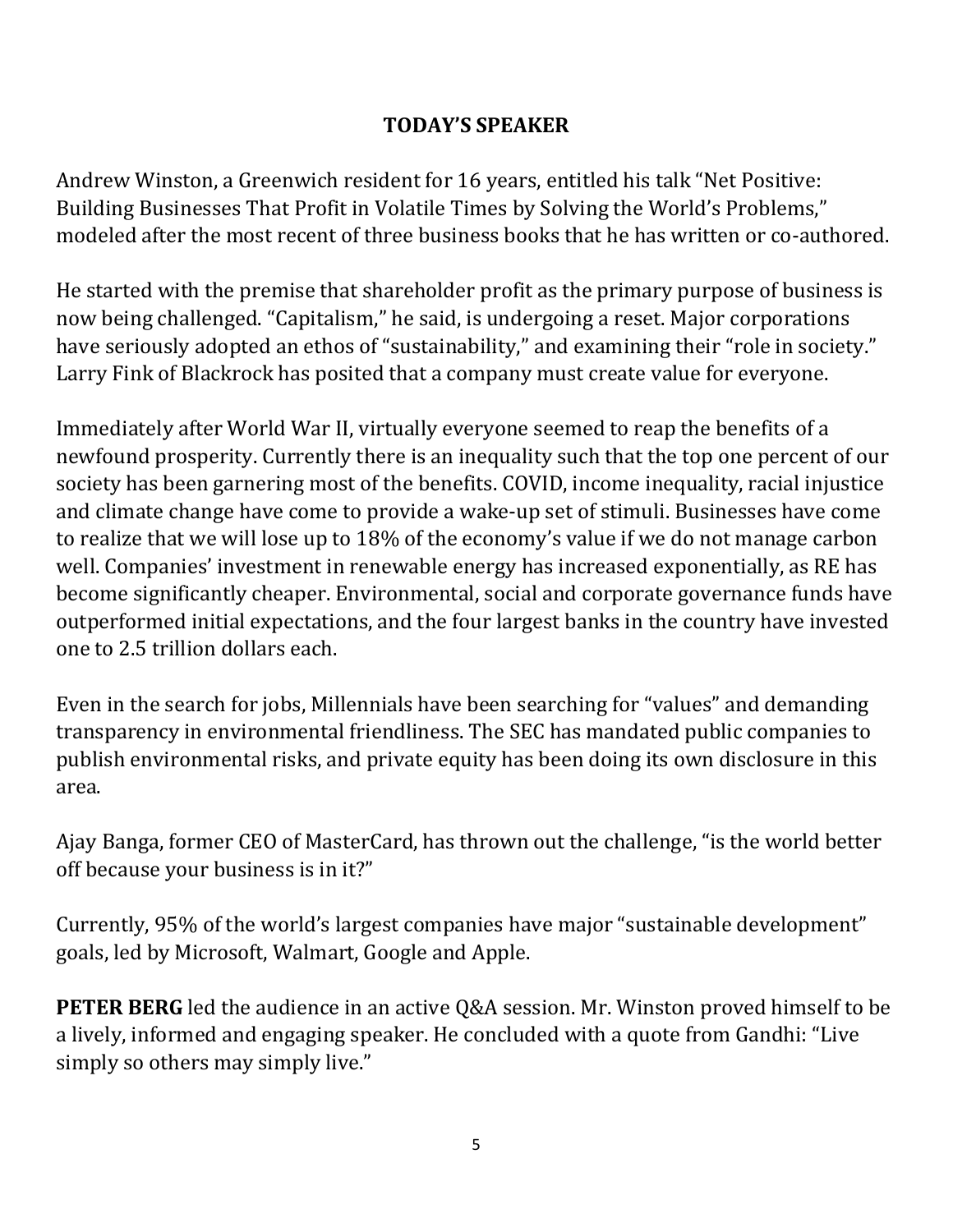## TODAY'S SPEAKER

Andrew Winston, a Greenwich resident for 16 years, entitled his talk "Net Positive: Building Businesses That Profit in Volatile Times by Solving the World's Problems," modeled after the most recent of three business books that he has written or co-authored.

He started with the premise that shareholder profit as the primary purpose of business is now being challenged. "Capitalism," he said, is undergoing a reset. Major corporations have seriously adopted an ethos of "sustainability," and examining their "role in society." Larry Fink of Blackrock has posited that a company must create value for everyone.

Immediately after World War II, virtually everyone seemed to reap the benefits of a newfound prosperity. Currently there is an inequality such that the top one percent of our society has been garnering most of the benefits. COVID, income inequality, racial injustice and climate change have come to provide a wake-up set of stimuli. Businesses have come to realize that we will lose up to 18% of the economy's value if we do not manage carbon well. Companies' investment in renewable energy has increased exponentially, as RE has become significantly cheaper. Environmental, social and corporate governance funds have outperformed initial expectations, and the four largest banks in the country have invested one to 2.5 trillion dollars each.

Even in the search for jobs, Millennials have been searching for "values" and demanding transparency in environmental friendliness. The SEC has mandated public companies to publish environmental risks, and private equity has been doing its own disclosure in this area.

Ajay Banga, former CEO of MasterCard, has thrown out the challenge, "is the world better off because your business is in it?"

Currently, 95% of the world's largest companies have major "sustainable development" goals, led by Microsoft, Walmart, Google and Apple.

**PETER BERG** led the audience in an active Q&A session. Mr. Winston proved himself to be a lively, informed and engaging speaker. He concluded with a quote from Gandhi: "Live simply so others may simply live."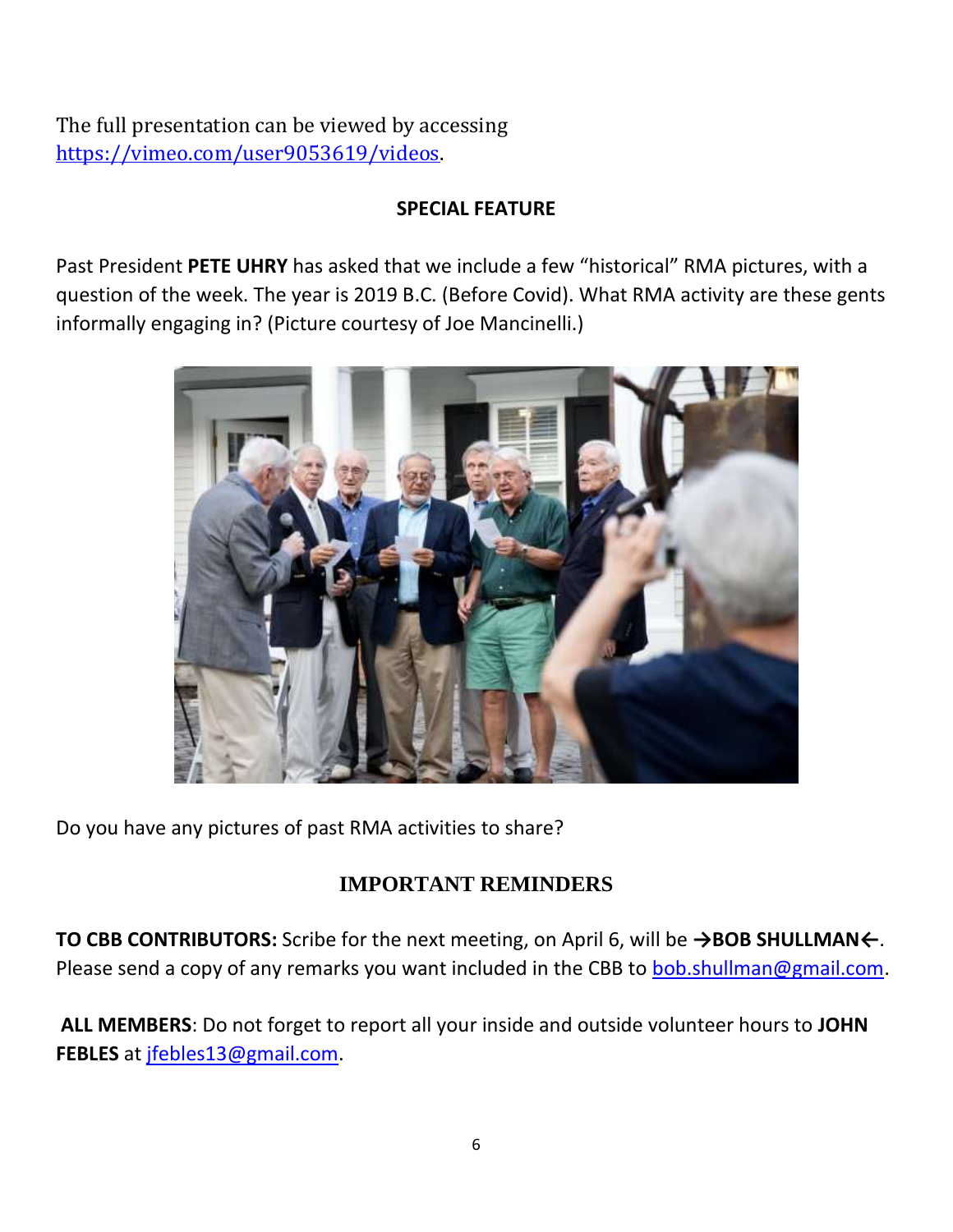The full presentation can be viewed by accessing https://vimeo.com/user9053619/videos.

**SPECIAL FEATURE**

Past President **PETE UHRY** has asked that we include a few "historical" RMA pictures, with a question of the week. The year is 2019 B.C. (Before Covid). What RMA activity are these gents informally engaging in? (Picture courtesy of Joe Mancinelli.)

Do you have any pictures of past RMA activities to share?

## IMPORTANT REMINDERS

**TO CBB CONTRIBUTORS:** Scribe for the next meeting, on April 6, will be **→BOB SHULLMAN←**. Please send a copy of any remarks you want included in the CBB to bob.shullman@gmail.com.

**ALL MEMBERS**: Do not forget to report all your inside and outside volunteer hours to **JOHN FEBLES** at jfebles13@gmail.com.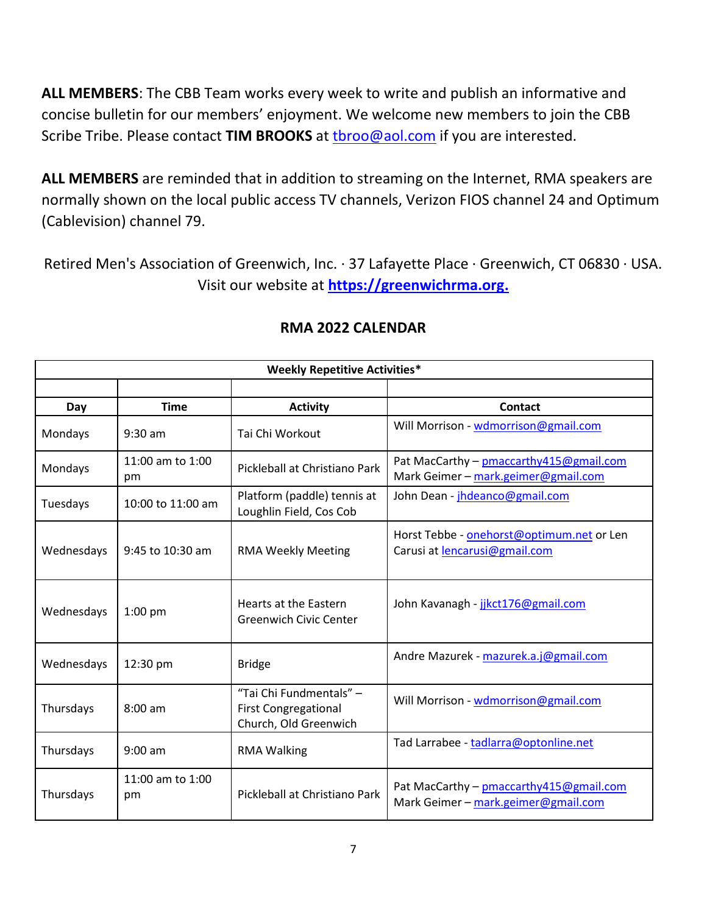**ALL MEMBERS**: The CBB Team works every week to write and publish an informative and concise bulletin for our members' enjoyment. We welcome new members to join the CBB Scribe Tribe. Please contact **TIM BROOKS** at tbroo@aol.com if you are interested.

**ALL MEMBERS** are reminded that in addition to streaming on the Internet, RMA speakers are normally shown on the local public access TV channels, Verizon FIOS channel 24 and Optimum (Cablevision) channel 79.

Retired Men's Association of Greenwich, Inc. · 37 Lafayette Place · Greenwich, CT 06830 · USA. Visit our website at **https://greenwichrma.org.**

## RMA 2022 CALENDAR

| Weekly Repetitive Activities* | | | |
|---|---|---|---|
| | | | |
| **Day** | **Time** | **Activity** | **Contact** |
| Mondays | 9:30 am | Tai Chi Workout | Will Morrison - wdmorrison@gmail.com |
| Mondays | 11:00 am to 1:00 pm | Pickleball at Christiano Park | Pat MacCarthy – pmaccarthy415@gmail.com Mark Geimer – mark.geimer@gmail.com |
| Tuesdays | 10:00 to 11:00 am | Platform (paddle) tennis at Loughlin Field, Cos Cob | John Dean - jhdeanco@gmail.com |
| Wednesdays | 9:45 to 10:30 am | RMA Weekly Meeting | Horst Tebbe - onehorst@optimum.net or Len Carusi at lencarusi@gmail.com |
| Wednesdays | 1:00 pm | Hearts at the Eastern Greenwich Civic Center | John Kavanagh - jjkct176@gmail.com |
| Wednesdays | 12:30 pm | Bridge | Andre Mazurek - mazurek.a.j@gmail.com |
| Thursdays | 8:00 am | "Tai Chi Fundmentals" – First Congregational Church, Old Greenwich | Will Morrison - wdmorrison@gmail.com |
| Thursdays | 9:00 am | RMA Walking | Tad Larrabee - tadlarra@optonline.net |
| Thursdays | 11:00 am to 1:00 pm | Pickleball at Christiano Park | Pat MacCarthy – pmaccarthy415@gmail.com Mark Geimer – mark.geimer@gmail.com |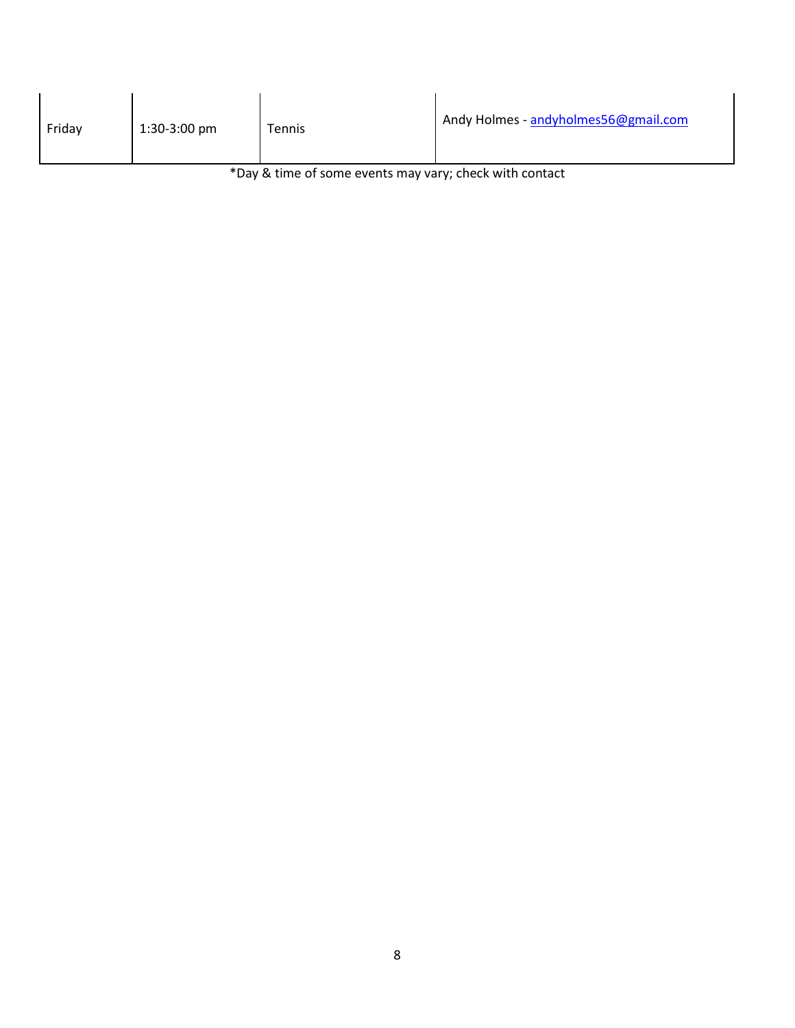| | | | |
|---|---|---|---|
| Friday | 1:30-3:00 pm | Tennis | Andy Holmes - andyholmes56@gmail.com |

*Day & time of some events may vary; check with contact